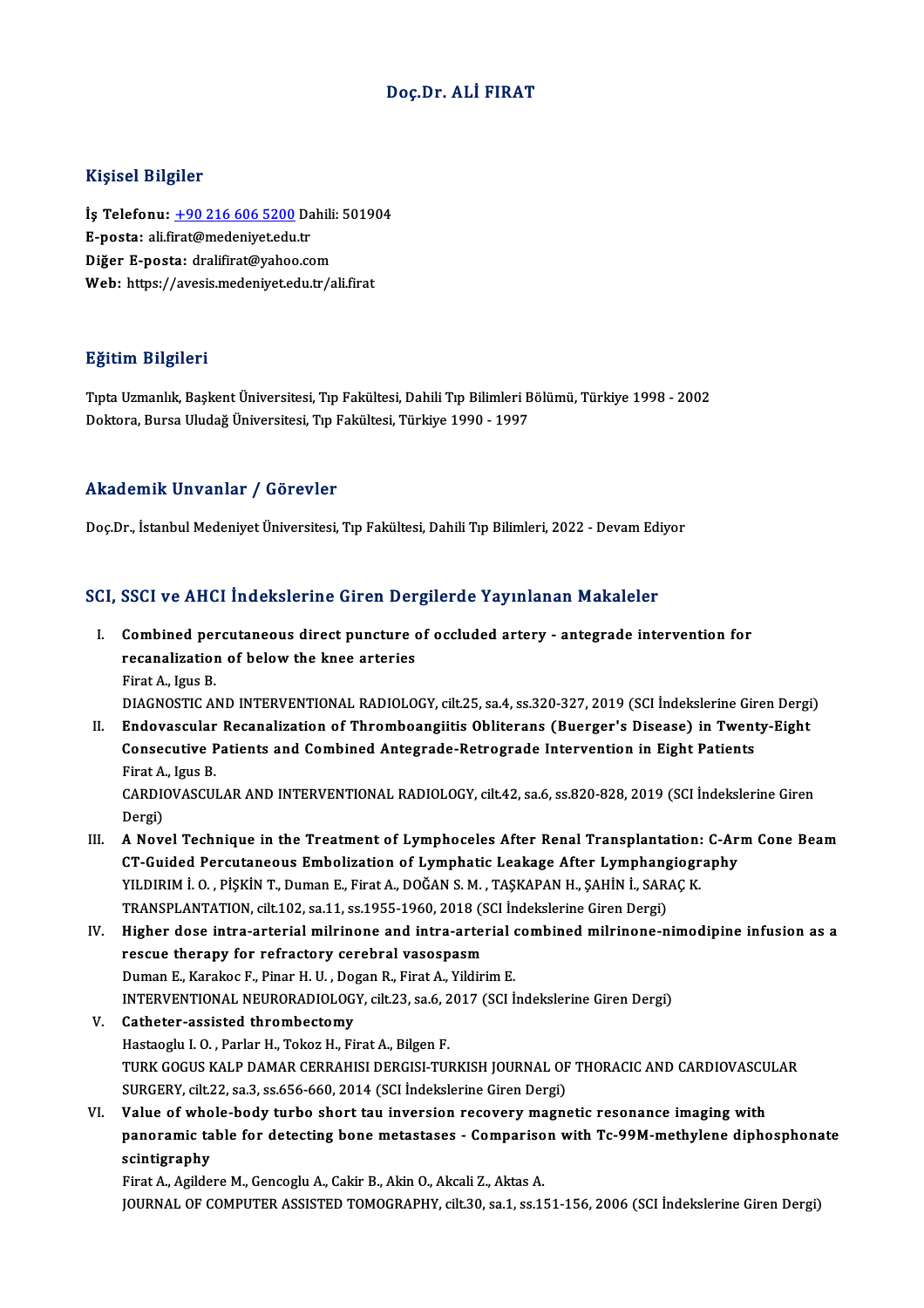# Doç.Dr. ALİ FIRAT

## Kişisel Bilgiler

**İş Telefonu:** +90 216 606 5200 Dahili: 501904
**E-posta:** ali.firat@medeniyet.edu.tr
**Diğer E-posta:** dralifirat@yahoo.com
**Web:** https://avesis.medeniyet.edu.tr/ali.firat

## Eğitim Bilgileri

Tıpta Uzmanlık, Başkent Üniversitesi, Tıp Fakültesi, Dahili Tıp Bilimleri Bölümü, Türkiye 1998 - 2002
Doktora, Bursa Uludağ Üniversitesi, Tıp Fakültesi, Türkiye 1990 - 1997

## Akademik Unvanlar / Görevler

Doç.Dr., İstanbul Medeniyet Üniversitesi, Tıp Fakültesi, Dahili Tıp Bilimleri, 2022 - Devam Ediyor

## SCI, SSCI ve AHCI İndekslerine Giren Dergilerde Yayınlanan Makaleler

I. **Combined percutaneous direct puncture of occluded artery - antegrade intervention for recanalization of below the knee arteries**
Firat A., Igus B.
DIAGNOSTIC AND INTERVENTIONAL RADIOLOGY, cilt.25, sa.4, ss.320-327, 2019 (SCI İndekslerine Giren Dergi)

II. **Endovascular Recanalization of Thromboangiitis Obliterans (Buerger's Disease) in Twenty-Eight Consecutive Patients and Combined Antegrade-Retrograde Intervention in Eight Patients**
Firat A., Igus B.
CARDIOVASCULAR AND INTERVENTIONAL RADIOLOGY, cilt.42, sa.6, ss.820-828, 2019 (SCI İndekslerine Giren Dergi)

III. **A Novel Technique in the Treatment of Lymphoceles After Renal Transplantation: C-Arm Cone Beam CT-Guided Percutaneous Embolization of Lymphatic Leakage After Lymphangiography**
YILDIRIM İ. O. , PİŞKİN T., Duman E., Firat A., DOĞAN S. M. , TAŞKAPAN H., ŞAHİN İ., SARAÇ K.
TRANSPLANTATION, cilt.102, sa.11, ss.1955-1960, 2018 (SCI İndekslerine Giren Dergi)

IV. **Higher dose intra-arterial milrinone and intra-arterial combined milrinone-nimodipine infusion as a rescue therapy for refractory cerebral vasospasm**
Duman E., Karakoc F., Pinar H. U. , Dogan R., Firat A., Yildirim E.
INTERVENTIONAL NEURORADIOLOGY, cilt.23, sa.6, 2017 (SCI İndekslerine Giren Dergi)

V. **Catheter-assisted thrombectomy**
Hastaoglu I. O. , Parlar H., Tokoz H., Firat A., Bilgen F.
TURK GOGUS KALP DAMAR CERRAHISI DERGISI-TURKISH JOURNAL OF THORACIC AND CARDIOVASCULAR SURGERY, cilt.22, sa.3, ss.656-660, 2014 (SCI İndekslerine Giren Dergi)

VI. **Value of whole-body turbo short tau inversion recovery magnetic resonance imaging with panoramic table for detecting bone metastases - Comparison with Tc-99M-methylene diphosphonate scintigraphy**
Firat A., Agildere M., Gencoglu A., Cakir B., Akin O., Akcali Z., Aktas A.
JOURNAL OF COMPUTER ASSISTED TOMOGRAPHY, cilt.30, sa.1, ss.151-156, 2006 (SCI İndekslerine Giren Dergi)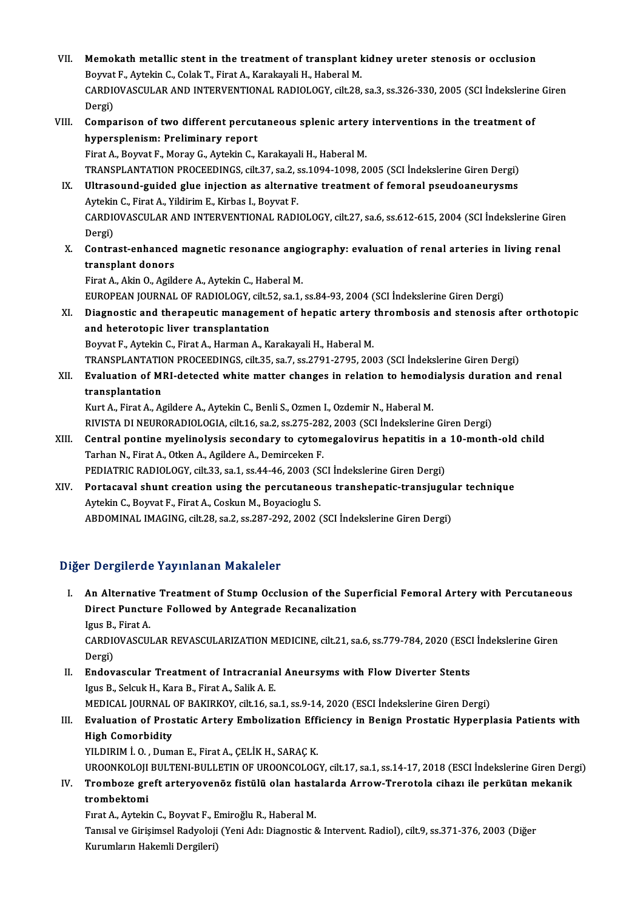VII. **Memokath metallic stent in the treatment of transplant kidney ureter stenosis or occlusion**
Boyvat F., Aytekin C., Colak T., Firat A., Karakayali H., Haberal M.
CARDIOVASCULAR AND INTERVENTIONAL RADIOLOGY, cilt.28, sa.3, ss.326-330, 2005 (SCI İndekslerine Giren Dergi)

VIII. **Comparison of two different percutaneous splenic artery interventions in the treatment of hypersplenism: Preliminary report**
Firat A., Boyvat F., Moray G., Aytekin C., Karakayali H., Haberal M.
TRANSPLANTATION PROCEEDINGS, cilt.37, sa.2, ss.1094-1098, 2005 (SCI İndekslerine Giren Dergi)

IX. **Ultrasound-guided glue injection as alternative treatment of femoral pseudoaneurysms**
Aytekin C., Firat A., Yildirim E., Kirbas I., Boyvat F.
CARDIOVASCULAR AND INTERVENTIONAL RADIOLOGY, cilt.27, sa.6, ss.612-615, 2004 (SCI İndekslerine Giren Dergi)

X. **Contrast-enhanced magnetic resonance angiography: evaluation of renal arteries in living renal transplant donors**
Firat A., Akin O., Agildere A., Aytekin C., Haberal M.
EUROPEAN JOURNAL OF RADIOLOGY, cilt.52, sa.1, ss.84-93, 2004 (SCI İndekslerine Giren Dergi)

XI. **Diagnostic and therapeutic management of hepatic artery thrombosis and stenosis after orthotopic and heterotopic liver transplantation**
Boyvat F., Aytekin C., Firat A., Harman A., Karakayali H., Haberal M.
TRANSPLANTATION PROCEEDINGS, cilt.35, sa.7, ss.2791-2795, 2003 (SCI İndekslerine Giren Dergi)

XII. **Evaluation of MRI-detected white matter changes in relation to hemodialysis duration and renal transplantation**
Kurt A., Firat A., Agildere A., Aytekin C., Benli S., Ozmen I., Ozdemir N., Haberal M.
RIVISTA DI NEURORADIOLOGIA, cilt.16, sa.2, ss.275-282, 2003 (SCI İndekslerine Giren Dergi)

XIII. **Central pontine myelinolysis secondary to cytomegalovirus hepatitis in a 10-month-old child**
Tarhan N., Firat A., Otken A., Agildere A., Demirceken F.
PEDIATRIC RADIOLOGY, cilt.33, sa.1, ss.44-46, 2003 (SCI İndekslerine Giren Dergi)

XIV. **Portacaval shunt creation using the percutaneous transhepatic-transjugular technique**
Aytekin C., Boyvat F., Firat A., Coskun M., Boyacioglu S.
ABDOMINAL IMAGING, cilt.28, sa.2, ss.287-292, 2002 (SCI İndekslerine Giren Dergi)

## Diğer Dergilerde Yayınlanan Makaleler

I. **An Alternative Treatment of Stump Occlusion of the Superficial Femoral Artery with Percutaneous Direct Puncture Followed by Antegrade Recanalization**
Igus B., Firat A.
CARDIOVASCULAR REVASCULARIZATION MEDICINE, cilt.21, sa.6, ss.779-784, 2020 (ESCI İndekslerine Giren Dergi)

II. **Endovascular Treatment of Intracranial Aneursyms with Flow Diverter Stents**
Igus B., Selcuk H., Kara B., Firat A., Salik A. E.
MEDICAL JOURNAL OF BAKIRKOY, cilt.16, sa.1, ss.9-14, 2020 (ESCI İndekslerine Giren Dergi)

III. **Evaluation of Prostatic Artery Embolization Efficiency in Benign Prostatic Hyperplasia Patients with High Comorbidity**
YILDIRIM İ. O. , Duman E., Firat A., ÇELİK H., SARAÇ K.
UROONKOLOJI BULTENI-BULLETIN OF UROONCOLOGY, cilt.17, sa.1, ss.14-17, 2018 (ESCI İndekslerine Giren Dergi)

IV. **Tromboze greft arteryovenöz fistülü olan hastalarda Arrow-Trerotola cihazı ile perkütan mekanik trombektomi**
Fırat A., Aytekin C., Boyvat F., Emiroğlu R., Haberal M.
Tanısal ve Girişimsel Radyoloji (Yeni Adı: Diagnostic & Intervent. Radiol), cilt.9, ss.371-376, 2003 (Diğer Kurumların Hakemli Dergileri)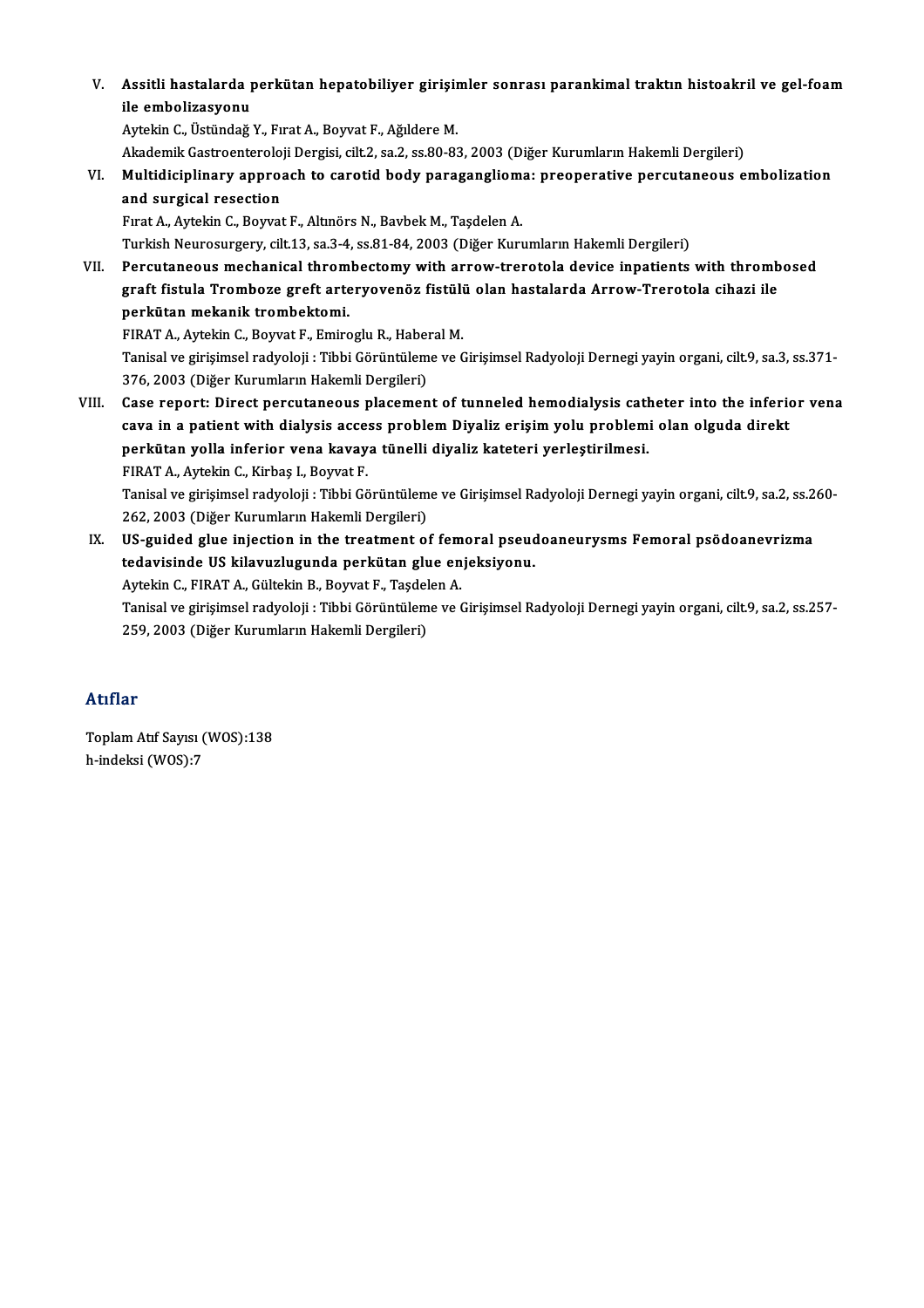V. **Assitli hastalarda perkütan hepatobiliyer girişimler sonrası parankimal traktın histoakril ve gel-foam ile embolizasyonu**
Aytekin C., Üstündağ Y., Fırat A., Boyvat F., Ağıldere M.
Akademik Gastroenteroloji Dergisi, cilt.2, sa.2, ss.80-83, 2003 (Diğer Kurumların Hakemli Dergileri)

VI. **Multidiciplinary approach to carotid body paraganglioma: preoperative percutaneous embolization and surgical resection**
Fırat A., Aytekin C., Boyvat F., Altınörs N., Bavbek M., Taşdelen A.
Turkish Neurosurgery, cilt.13, sa.3-4, ss.81-84, 2003 (Diğer Kurumların Hakemli Dergileri)

VII. **Percutaneous mechanical thrombectomy with arrow-trerotola device inpatients with thrombosed graft fistula Tromboze greft arteryovenöz fistülü olan hastalarda Arrow-Trerotola cihazi ile perkütan mekanik trombektomi.**
FIRAT A., Aytekin C., Boyvat F., Emiroglu R., Haberal M.
Tanisal ve girişimsel radyoloji : Tibbi Görüntüleme ve Girişimsel Radyoloji Dernegi yayin organi, cilt.9, sa.3, ss.371-376, 2003 (Diğer Kurumların Hakemli Dergileri)

VIII. **Case report: Direct percutaneous placement of tunneled hemodialysis catheter into the inferior vena cava in a patient with dialysis access problem Diyaliz erişim yolu problemi olan olguda direkt perkütan yolla inferior vena kavaya tünelli diyaliz kateteri yerleştirilmesi.**
FIRAT A., Aytekin C., Kirbaş I., Boyvat F.
Tanisal ve girişimsel radyoloji : Tibbi Görüntüleme ve Girişimsel Radyoloji Dernegi yayin organi, cilt.9, sa.2, ss.260-262, 2003 (Diğer Kurumların Hakemli Dergileri)

IX. **US-guided glue injection in the treatment of femoral pseudoaneurysms Femoral psödoanevrizma tedavisinde US kilavuzlugunda perkütan glue enjeksiyonu.**
Aytekin C., FIRAT A., Gültekin B., Boyvat F., Taşdelen A.
Tanisal ve girişimsel radyoloji : Tibbi Görüntüleme ve Girişimsel Radyoloji Dernegi yayin organi, cilt.9, sa.2, ss.257-259, 2003 (Diğer Kurumların Hakemli Dergileri)

## Atıflar

Toplam Atıf Sayısı (WOS):138
h-indeksi (WOS):7